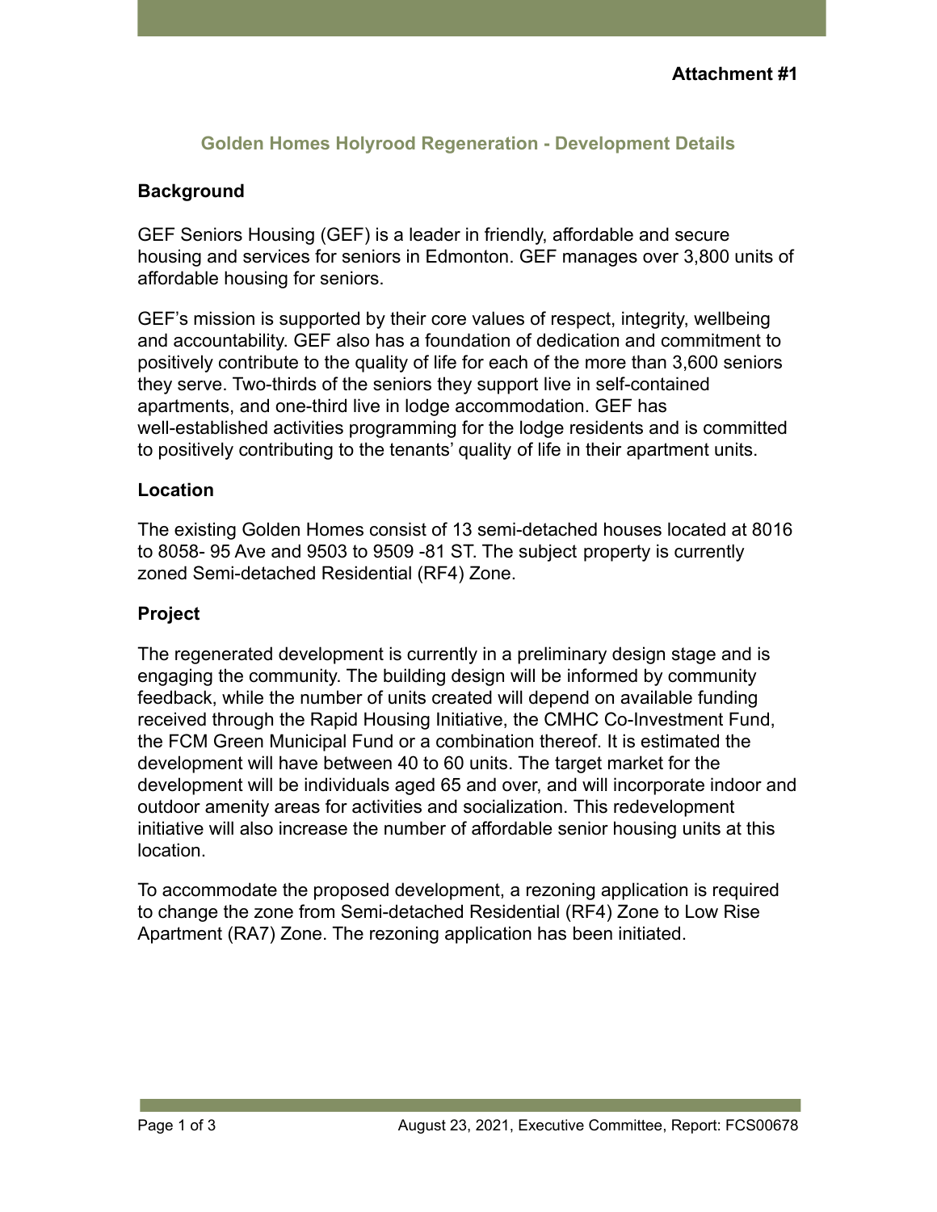**Attachment #1**

## Golden Homes Holyrood Regeneration - Development Details

### Background

GEF Seniors Housing (GEF) is a leader in friendly, affordable and secure housing and services for seniors in Edmonton. GEF manages over 3,800 units of affordable housing for seniors.

GEF's mission is supported by their core values of respect, integrity, wellbeing and accountability. GEF also has a foundation of dedication and commitment to positively contribute to the quality of life for each of the more than 3,600 seniors they serve. Two-thirds of the seniors they support live in self-contained apartments, and one-third live in lodge accommodation. GEF has well-established activities programming for the lodge residents and is committed to positively contributing to the tenants' quality of life in their apartment units.

### Location

The existing Golden Homes consist of 13 semi-detached houses located at 8016 to 8058- 95 Ave and 9503 to 9509 -81 ST. The subject property is currently zoned Semi-detached Residential (RF4) Zone.

### Project

The regenerated development is currently in a preliminary design stage and is engaging the community. The building design will be informed by community feedback, while the number of units created will depend on available funding received through the Rapid Housing Initiative, the CMHC Co-Investment Fund, the FCM Green Municipal Fund or a combination thereof. It is estimated the development will have between 40 to 60 units. The target market for the development will be individuals aged 65 and over, and will incorporate indoor and outdoor amenity areas for activities and socialization. This redevelopment initiative will also increase the number of affordable senior housing units at this location.

To accommodate the proposed development, a rezoning application is required to change the zone from Semi-detached Residential (RF4) Zone to Low Rise Apartment (RA7) Zone. The rezoning application has been initiated.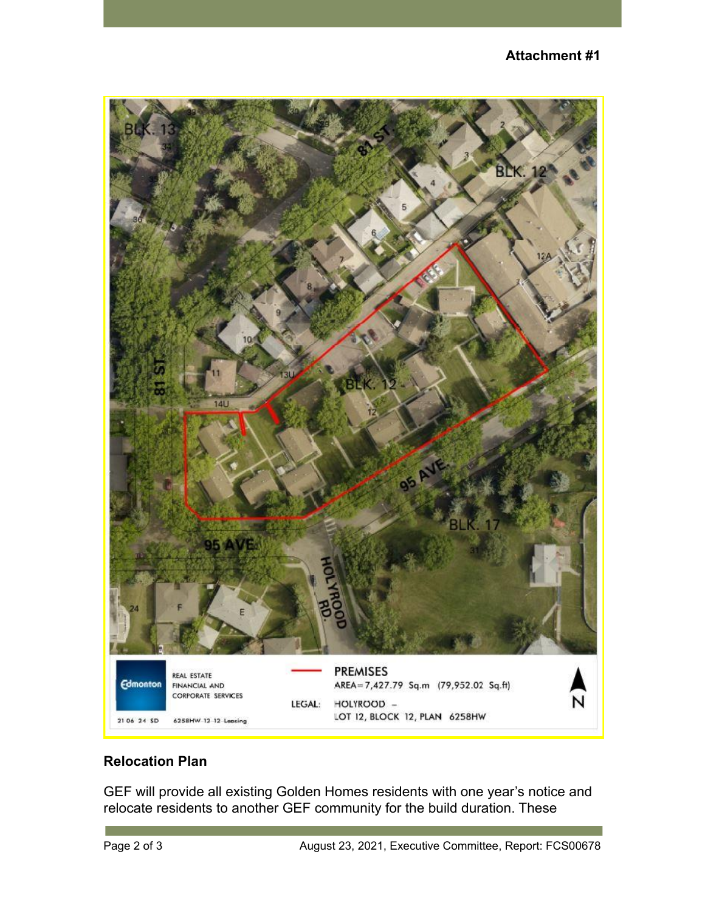**Attachment #1**

REAL ESTATE
FINANCIAL AND
CORPORATE SERVICES

PREMISES
AREA=7,427.79 Sq.m (79,952.02 Sq.ft)

LEGAL: HOLYROOD – LOT 12, BLOCK 12, PLAN 6258HW

21 06 24 SD 6258HW 12 12 Leasing

## Relocation Plan

GEF will provide all existing Golden Homes residents with one year's notice and relocate residents to another GEF community for the build duration. These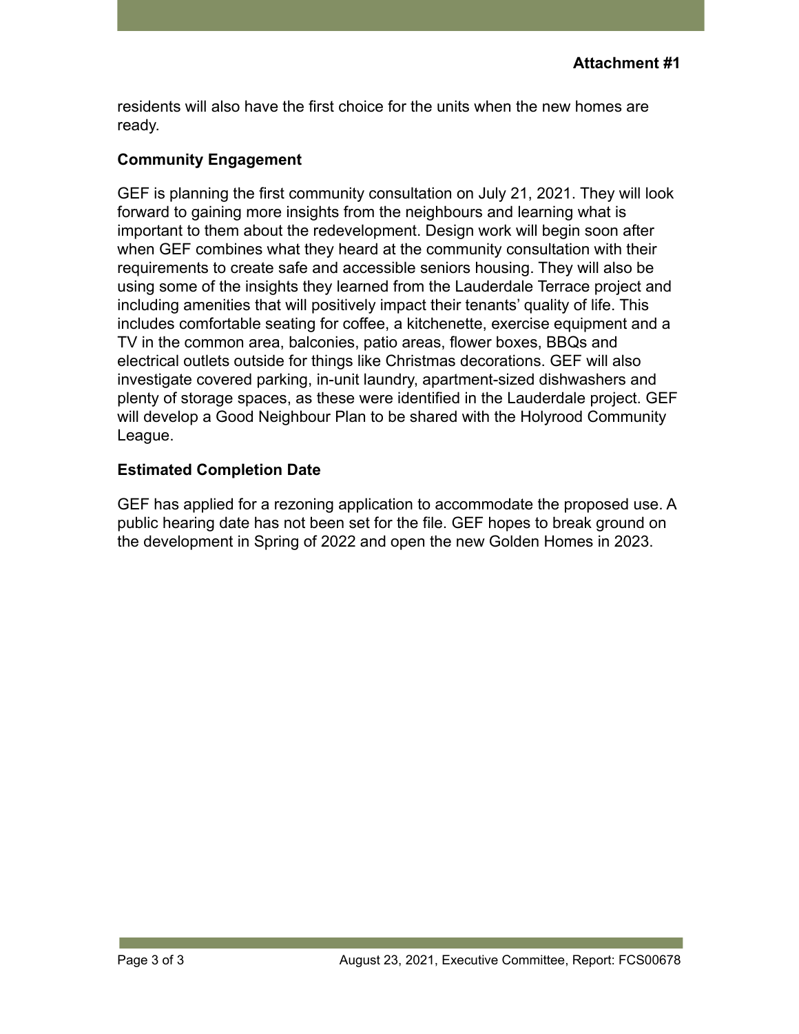residents will also have the first choice for the units when the new homes are ready.

**Community Engagement**

GEF is planning the first community consultation on July 21, 2021. They will look forward to gaining more insights from the neighbours and learning what is important to them about the redevelopment. Design work will begin soon after when GEF combines what they heard at the community consultation with their requirements to create safe and accessible seniors housing. They will also be using some of the insights they learned from the Lauderdale Terrace project and including amenities that will positively impact their tenants' quality of life. This includes comfortable seating for coffee, a kitchenette, exercise equipment and a TV in the common area, balconies, patio areas, flower boxes, BBQs and electrical outlets outside for things like Christmas decorations. GEF will also investigate covered parking, in-unit laundry, apartment-sized dishwashers and plenty of storage spaces, as these were identified in the Lauderdale project. GEF will develop a Good Neighbour Plan to be shared with the Holyrood Community League.

**Estimated Completion Date**

GEF has applied for a rezoning application to accommodate the proposed use. A public hearing date has not been set for the file. GEF hopes to break ground on the development in Spring of 2022 and open the new Golden Homes in 2023.